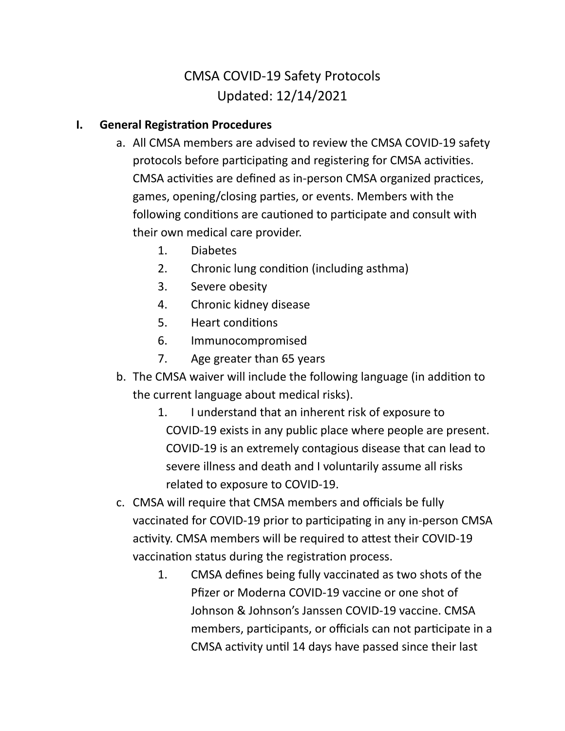# CMSA COVID-19 Safety Protocols
## Updated: 12/14/2021

## I. General Registration Procedures

a. All CMSA members are advised to review the CMSA COVID-19 safety protocols before participating and registering for CMSA activities. CMSA activities are defined as in-person CMSA organized practices, games, opening/closing parties, or events. Members with the following conditions are cautioned to participate and consult with their own medical care provider.

   1. Diabetes
   2. Chronic lung condition (including asthma)
   3. Severe obesity
   4. Chronic kidney disease
   5. Heart conditions
   6. Immunocompromised
   7. Age greater than 65 years

b. The CMSA waiver will include the following language (in addition to the current language about medical risks).

   1. I understand that an inherent risk of exposure to COVID-19 exists in any public place where people are present. COVID-19 is an extremely contagious disease that can lead to severe illness and death and I voluntarily assume all risks related to exposure to COVID-19.

c. CMSA will require that CMSA members and officials be fully vaccinated for COVID-19 prior to participating in any in-person CMSA activity. CMSA members will be required to attest their COVID-19 vaccination status during the registration process.

   1. CMSA defines being fully vaccinated as two shots of the Pfizer or Moderna COVID-19 vaccine or one shot of Johnson & Johnson's Janssen COVID-19 vaccine. CMSA members, participants, or officials can not participate in a CMSA activity until 14 days have passed since their last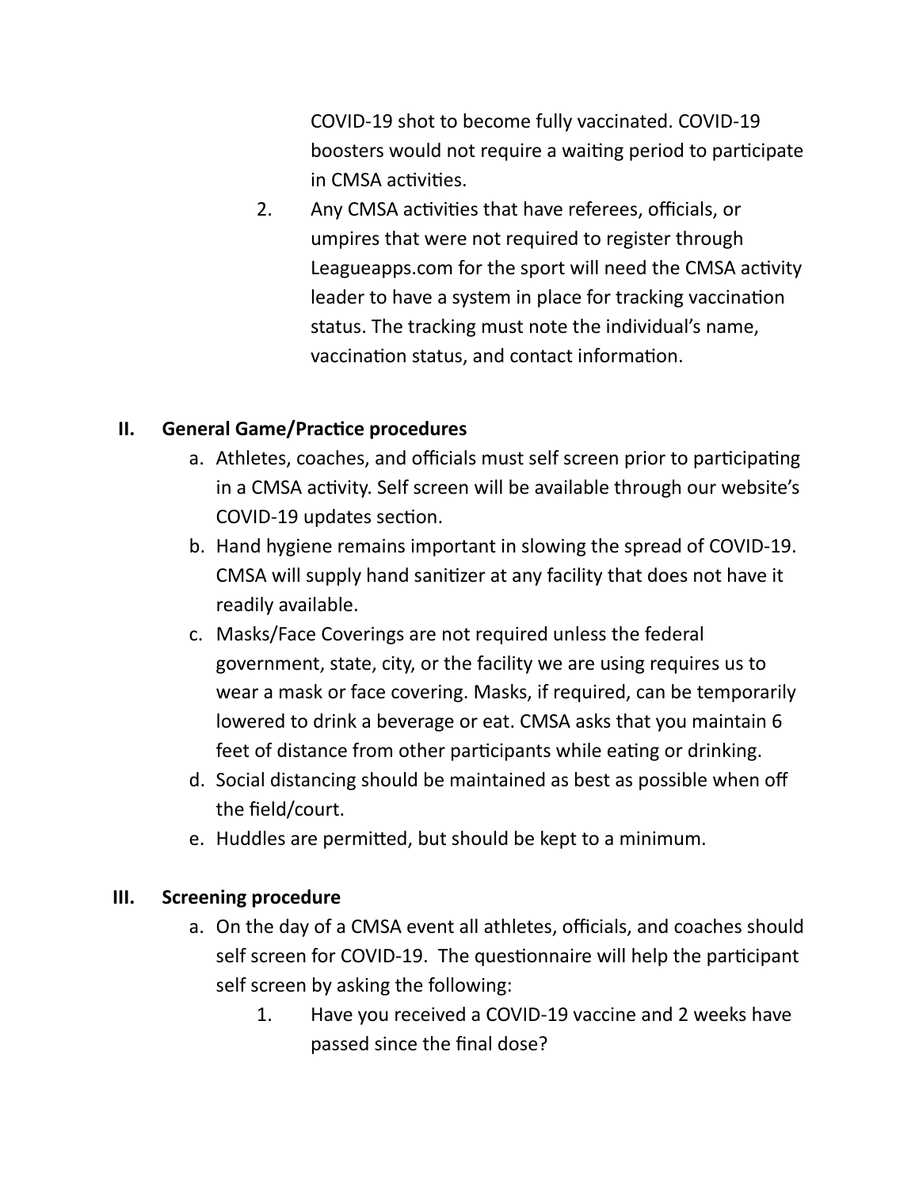COVID-19 shot to become fully vaccinated. COVID-19 boosters would not require a waiting period to participate in CMSA activities.

2. Any CMSA activities that have referees, officials, or umpires that were not required to register through Leagueapps.com for the sport will need the CMSA activity leader to have a system in place for tracking vaccination status. The tracking must note the individual's name, vaccination status, and contact information.

## II. General Game/Practice procedures

a. Athletes, coaches, and officials must self screen prior to participating in a CMSA activity. Self screen will be available through our website's COVID-19 updates section.

b. Hand hygiene remains important in slowing the spread of COVID-19. CMSA will supply hand sanitizer at any facility that does not have it readily available.

c. Masks/Face Coverings are not required unless the federal government, state, city, or the facility we are using requires us to wear a mask or face covering. Masks, if required, can be temporarily lowered to drink a beverage or eat. CMSA asks that you maintain 6 feet of distance from other participants while eating or drinking.

d. Social distancing should be maintained as best as possible when off the field/court.

e. Huddles are permitted, but should be kept to a minimum.

## III. Screening procedure

a. On the day of a CMSA event all athletes, officials, and coaches should self screen for COVID-19. The questionnaire will help the participant self screen by asking the following:

1. Have you received a COVID-19 vaccine and 2 weeks have passed since the final dose?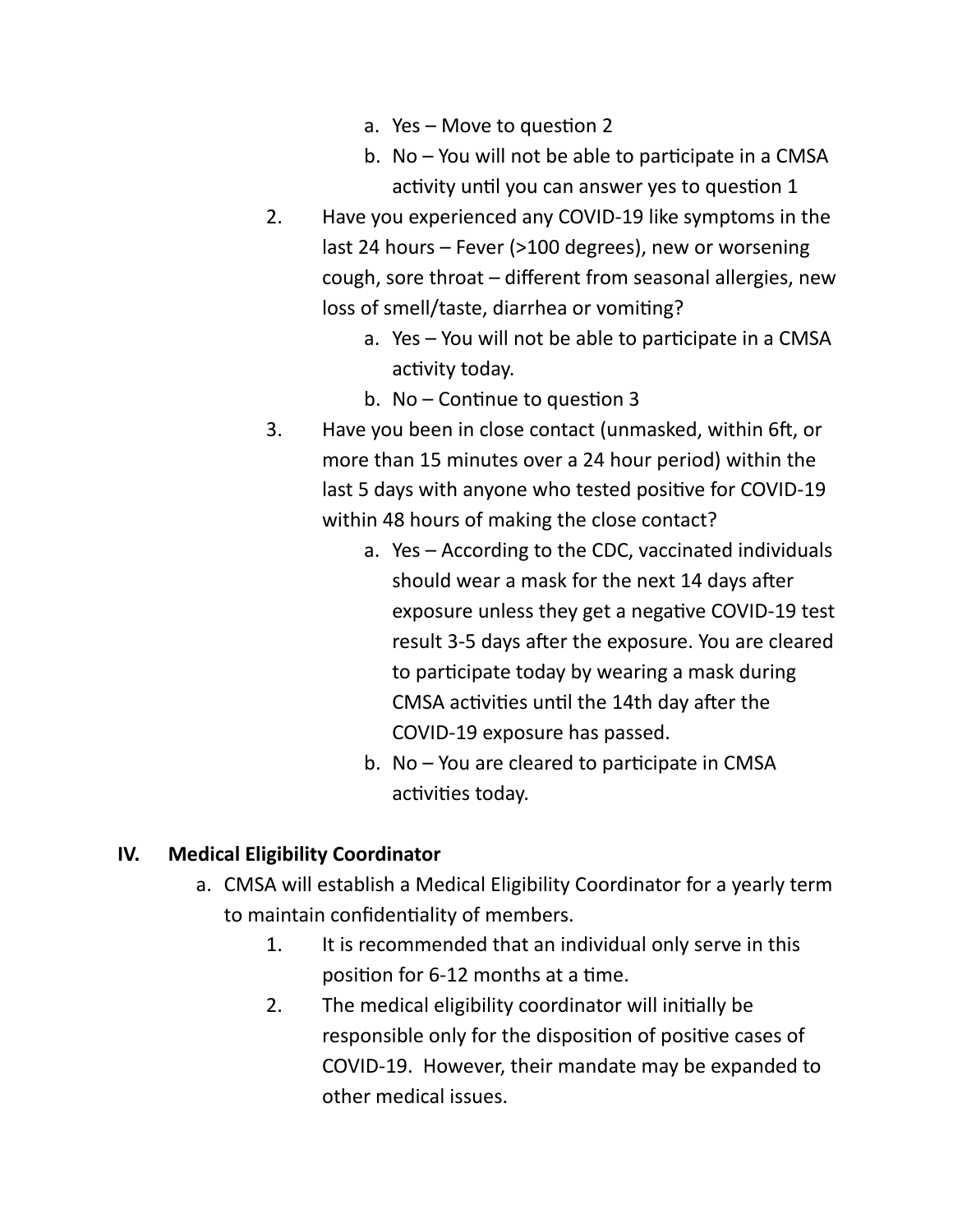a. Yes – Move to question 2
   b. No – You will not be able to participate in a CMSA activity until you can answer yes to question 1

2. Have you experienced any COVID-19 like symptoms in the last 24 hours – Fever (>100 degrees), new or worsening cough, sore throat – different from seasonal allergies, new loss of smell/taste, diarrhea or vomiting?
   a. Yes – You will not be able to participate in a CMSA activity today.
   b. No – Continue to question 3
3. Have you been in close contact (unmasked, within 6ft, or more than 15 minutes over a 24 hour period) within the last 5 days with anyone who tested positive for COVID-19 within 48 hours of making the close contact?
   a. Yes – According to the CDC, vaccinated individuals should wear a mask for the next 14 days after exposure unless they get a negative COVID-19 test result 3-5 days after the exposure. You are cleared to participate today by wearing a mask during CMSA activities until the 14th day after the COVID-19 exposure has passed.
   b. No – You are cleared to participate in CMSA activities today.

## IV. Medical Eligibility Coordinator

a. CMSA will establish a Medical Eligibility Coordinator for a yearly term to maintain confidentiality of members.
   1. It is recommended that an individual only serve in this position for 6-12 months at a time.
   2. The medical eligibility coordinator will initially be responsible only for the disposition of positive cases of COVID-19. However, their mandate may be expanded to other medical issues.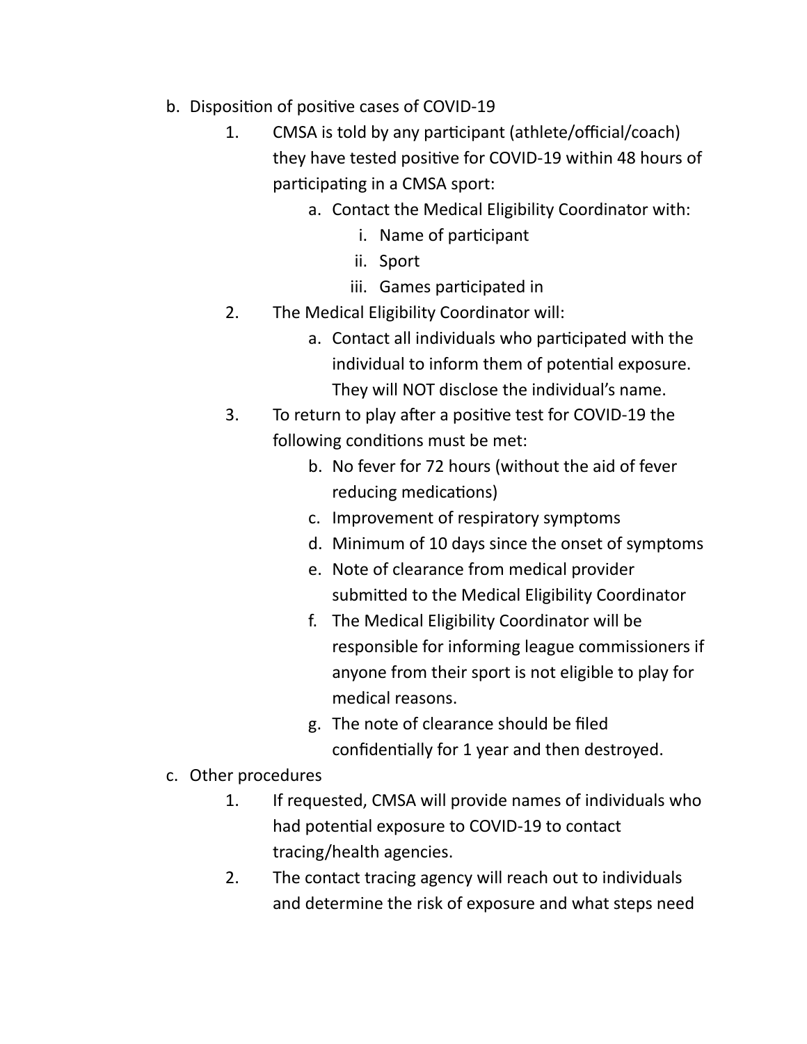b. Disposition of positive cases of COVID-19
   1. CMSA is told by any participant (athlete/official/coach) they have tested positive for COVID-19 within 48 hours of participating in a CMSA sport:
      a. Contact the Medical Eligibility Coordinator with:
         i. Name of participant
         ii. Sport
         iii. Games participated in
   2. The Medical Eligibility Coordinator will:
      a. Contact all individuals who participated with the individual to inform them of potential exposure. They will NOT disclose the individual's name.
   3. To return to play after a positive test for COVID-19 the following conditions must be met:
      b. No fever for 72 hours (without the aid of fever reducing medications)
      c. Improvement of respiratory symptoms
      d. Minimum of 10 days since the onset of symptoms
      e. Note of clearance from medical provider submitted to the Medical Eligibility Coordinator
      f. The Medical Eligibility Coordinator will be responsible for informing league commissioners if anyone from their sport is not eligible to play for medical reasons.
      g. The note of clearance should be filed confidentially for 1 year and then destroyed.

c. Other procedures
   1. If requested, CMSA will provide names of individuals who had potential exposure to COVID-19 to contact tracing/health agencies.
   2. The contact tracing agency will reach out to individuals and determine the risk of exposure and what steps need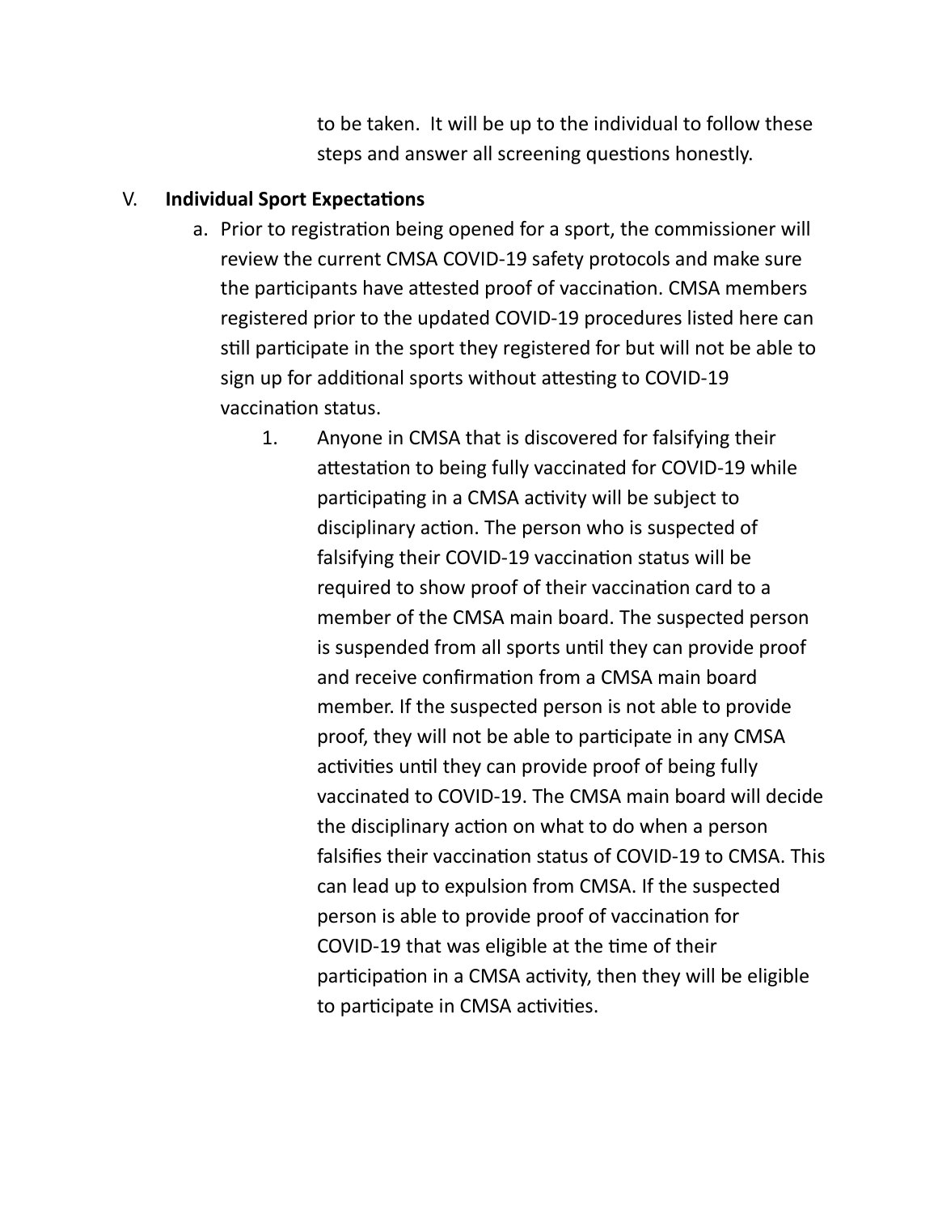to be taken. It will be up to the individual to follow these steps and answer all screening questions honestly.

V. **Individual Sport Expectations**

a. Prior to registration being opened for a sport, the commissioner will review the current CMSA COVID-19 safety protocols and make sure the participants have attested proof of vaccination. CMSA members registered prior to the updated COVID-19 procedures listed here can still participate in the sport they registered for but will not be able to sign up for additional sports without attesting to COVID-19 vaccination status.

1. Anyone in CMSA that is discovered for falsifying their attestation to being fully vaccinated for COVID-19 while participating in a CMSA activity will be subject to disciplinary action. The person who is suspected of falsifying their COVID-19 vaccination status will be required to show proof of their vaccination card to a member of the CMSA main board. The suspected person is suspended from all sports until they can provide proof and receive confirmation from a CMSA main board member. If the suspected person is not able to provide proof, they will not be able to participate in any CMSA activities until they can provide proof of being fully vaccinated to COVID-19. The CMSA main board will decide the disciplinary action on what to do when a person falsifies their vaccination status of COVID-19 to CMSA. This can lead up to expulsion from CMSA. If the suspected person is able to provide proof of vaccination for COVID-19 that was eligible at the time of their participation in a CMSA activity, then they will be eligible to participate in CMSA activities.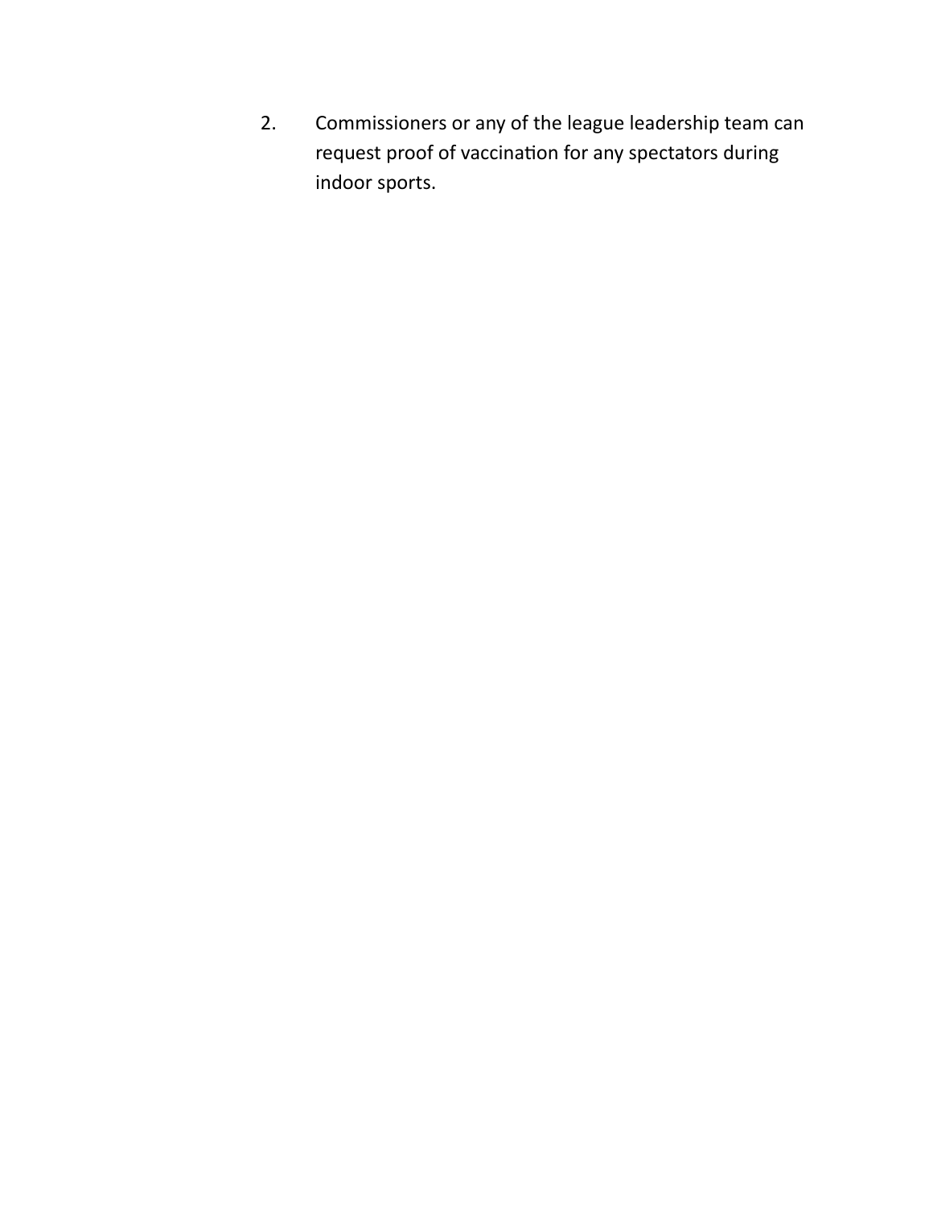2. Commissioners or any of the league leadership team can request proof of vaccination for any spectators during indoor sports.